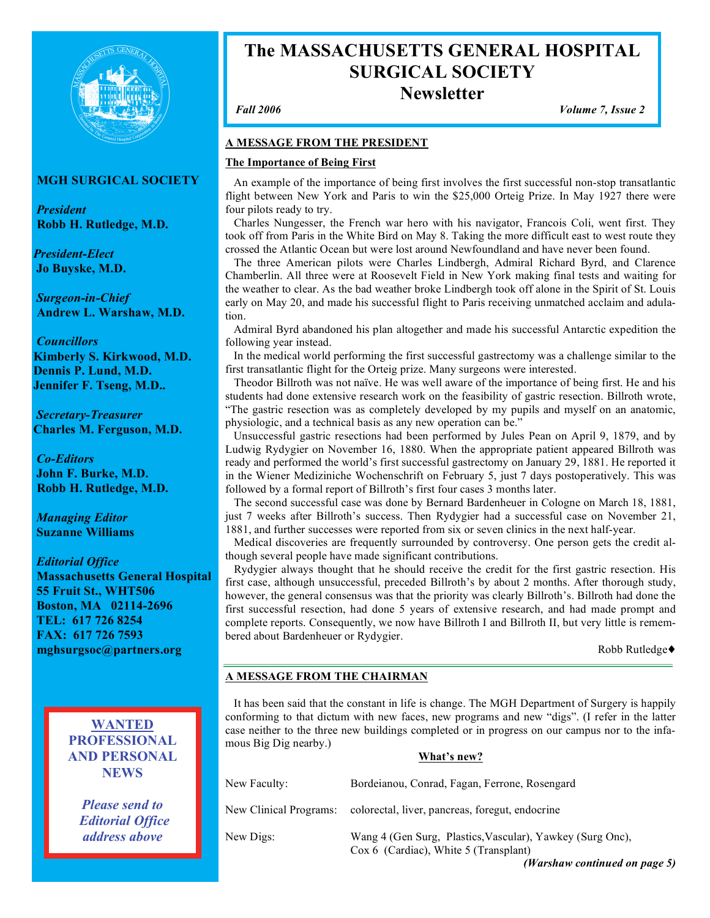# The MASSACHUSETTS GENERAL HOSPITAL SURGICAL SOCIETY Newsletter

*Fall 2006* *Volume 7, Issue 2*

**MGH SURGICAL SOCIETY**

*President*
**Robb H. Rutledge, M.D.**

*President-Elect*
**Jo Buyske, M.D.**

*Surgeon-in-Chief*
**Andrew L. Warshaw, M.D.**

*Councillors*
**Kimberly S. Kirkwood, M.D.**
**Dennis P. Lund, M.D.**
**Jennifer F. Tseng, M.D..**

*Secretary-Treasurer*
**Charles M. Ferguson, M.D.**

*Co-Editors*
**John F. Burke, M.D.**
**Robb H. Rutledge, M.D.**

*Managing Editor*
**Suzanne Williams**

*Editorial Office*
**Massachusetts General Hospital**
**55 Fruit St., WHT506**
**Boston, MA 02114-2696**
**TEL: 617 726 8254**
**FAX: 617 726 7593**
**mghsurgsoc@partners.org**

**WANTED PROFESSIONAL AND PERSONAL NEWS**

***Please send to Editorial Office address above***

## A MESSAGE FROM THE PRESIDENT

### The Importance of Being First

An example of the importance of being first involves the first successful non-stop transatlantic flight between New York and Paris to win the $25,000 Orteig Prize. In May 1927 there were four pilots ready to try.

Charles Nungesser, the French war hero with his navigator, Francois Coli, went first. They took off from Paris in the White Bird on May 8. Taking the more difficult east to west route they crossed the Atlantic Ocean but were lost around Newfoundland and have never been found.

The three American pilots were Charles Lindbergh, Admiral Richard Byrd, and Clarence Chamberlin. All three were at Roosevelt Field in New York making final tests and waiting for the weather to clear. As the bad weather broke Lindbergh took off alone in the Spirit of St. Louis early on May 20, and made his successful flight to Paris receiving unmatched acclaim and adulation.

Admiral Byrd abandoned his plan altogether and made his successful Antarctic expedition the following year instead.

In the medical world performing the first successful gastrectomy was a challenge similar to the first transatlantic flight for the Orteig prize. Many surgeons were interested.

Theodor Billroth was not naïve. He was well aware of the importance of being first. He and his students had done extensive research work on the feasibility of gastric resection. Billroth wrote, "The gastric resection was as completely developed by my pupils and myself on an anatomic, physiologic, and a technical basis as any new operation can be."

Unsuccessful gastric resections had been performed by Jules Pean on April 9, 1879, and by Ludwig Rydygier on November 16, 1880. When the appropriate patient appeared Billroth was ready and performed the world's first successful gastrectomy on January 29, 1881. He reported it in the Wiener Mediziniche Wochenschrift on February 5, just 7 days postoperatively. This was followed by a formal report of Billroth's first four cases 3 months later.

The second successful case was done by Bernard Bardenheuer in Cologne on March 18, 1881, just 7 weeks after Billroth's success. Then Rydygier had a successful case on November 21, 1881, and further successes were reported from six or seven clinics in the next half-year.

Medical discoveries are frequently surrounded by controversy. One person gets the credit although several people have made significant contributions.

Rydygier always thought that he should receive the credit for the first gastric resection. His first case, although unsuccessful, preceded Billroth's by about 2 months. After thorough study, however, the general consensus was that the priority was clearly Billroth's. Billroth had done the first successful resection, had done 5 years of extensive research, and had made prompt and complete reports. Consequently, we now have Billroth I and Billroth II, but very little is remembered about Bardenheuer or Rydygier.

Robb Rutledge♦

## A MESSAGE FROM THE CHAIRMAN

It has been said that the constant in life is change. The MGH Department of Surgery is happily conforming to that dictum with new faces, new programs and new "digs". (I refer in the latter case neither to the three new buildings completed or in progress on our campus nor to the infamous Big Dig nearby.)

**What's new?**

| | |
|---|---|
| New Faculty: | Bordeianou, Conrad, Fagan, Ferrone, Rosengard |
| New Clinical Programs: | colorectal, liver, pancreas, foregut, endocrine |
| New Digs: | Wang 4 (Gen Surg, Plastics, Vascular), Yawkey (Surg Onc), Cox 6 (Cardiac), White 5 (Transplant) |

***(Warshaw continued on page 5)***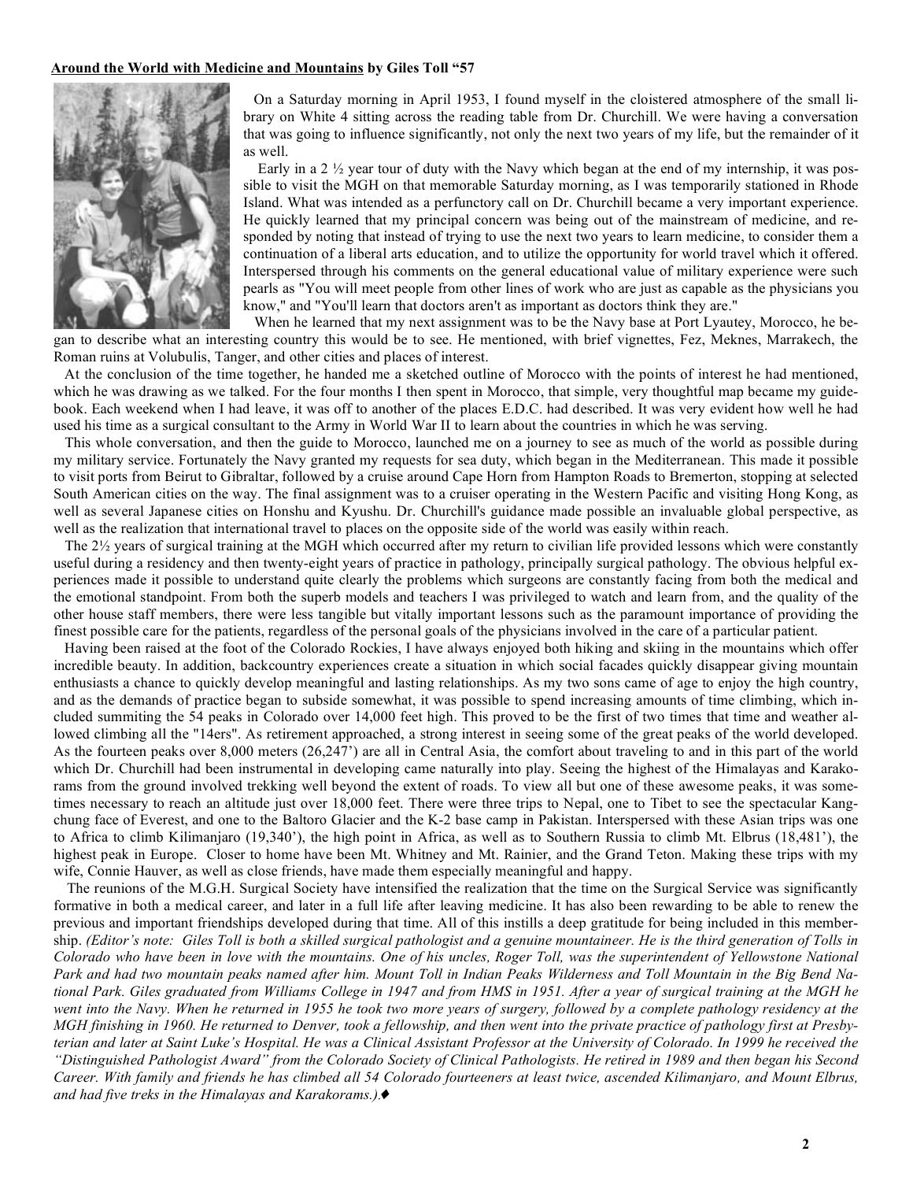**Around the World with Medicine and Mountains by Giles Toll "57**

On a Saturday morning in April 1953, I found myself in the cloistered atmosphere of the small library on White 4 sitting across the reading table from Dr. Churchill. We were having a conversation that was going to influence significantly, not only the next two years of my life, but the remainder of it as well.

Early in a 2 ½ year tour of duty with the Navy which began at the end of my internship, it was possible to visit the MGH on that memorable Saturday morning, as I was temporarily stationed in Rhode Island. What was intended as a perfunctory call on Dr. Churchill became a very important experience. He quickly learned that my principal concern was being out of the mainstream of medicine, and responded by noting that instead of trying to use the next two years to learn medicine, to consider them a continuation of a liberal arts education, and to utilize the opportunity for world travel which it offered. Interspersed through his comments on the general educational value of military experience were such pearls as "You will meet people from other lines of work who are just as capable as the physicians you know," and "You'll learn that doctors aren't as important as doctors think they are."

When he learned that my next assignment was to be the Navy base at Port Lyautey, Morocco, he began to describe what an interesting country this would be to see. He mentioned, with brief vignettes, Fez, Meknes, Marrakech, the Roman ruins at Volubulis, Tanger, and other cities and places of interest.

At the conclusion of the time together, he handed me a sketched outline of Morocco with the points of interest he had mentioned, which he was drawing as we talked. For the four months I then spent in Morocco, that simple, very thoughtful map became my guidebook. Each weekend when I had leave, it was off to another of the places E.D.C. had described. It was very evident how well he had used his time as a surgical consultant to the Army in World War II to learn about the countries in which he was serving.

This whole conversation, and then the guide to Morocco, launched me on a journey to see as much of the world as possible during my military service. Fortunately the Navy granted my requests for sea duty, which began in the Mediterranean. This made it possible to visit ports from Beirut to Gibraltar, followed by a cruise around Cape Horn from Hampton Roads to Bremerton, stopping at selected South American cities on the way. The final assignment was to a cruiser operating in the Western Pacific and visiting Hong Kong, as well as several Japanese cities on Honshu and Kyushu. Dr. Churchill's guidance made possible an invaluable global perspective, as well as the realization that international travel to places on the opposite side of the world was easily within reach.

The 2½ years of surgical training at the MGH which occurred after my return to civilian life provided lessons which were constantly useful during a residency and then twenty-eight years of practice in pathology, principally surgical pathology. The obvious helpful experiences made it possible to understand quite clearly the problems which surgeons are constantly facing from both the medical and the emotional standpoint. From both the superb models and teachers I was privileged to watch and learn from, and the quality of the other house staff members, there were less tangible but vitally important lessons such as the paramount importance of providing the finest possible care for the patients, regardless of the personal goals of the physicians involved in the care of a particular patient.

Having been raised at the foot of the Colorado Rockies, I have always enjoyed both hiking and skiing in the mountains which offer incredible beauty. In addition, backcountry experiences create a situation in which social facades quickly disappear giving mountain enthusiasts a chance to quickly develop meaningful and lasting relationships. As my two sons came of age to enjoy the high country, and as the demands of practice began to subside somewhat, it was possible to spend increasing amounts of time climbing, which included summiting the 54 peaks in Colorado over 14,000 feet high. This proved to be the first of two times that time and weather allowed climbing all the "14ers". As retirement approached, a strong interest in seeing some of the great peaks of the world developed. As the fourteen peaks over 8,000 meters (26,247') are all in Central Asia, the comfort about traveling to and in this part of the world which Dr. Churchill had been instrumental in developing came naturally into play. Seeing the highest of the Himalayas and Karakorams from the ground involved trekking well beyond the extent of roads. To view all but one of these awesome peaks, it was sometimes necessary to reach an altitude just over 18,000 feet. There were three trips to Nepal, one to Tibet to see the spectacular Kangchung face of Everest, and one to the Baltoro Glacier and the K-2 base camp in Pakistan. Interspersed with these Asian trips was one to Africa to climb Kilimanjaro (19,340'), the high point in Africa, as well as to Southern Russia to climb Mt. Elbrus (18,481'), the highest peak in Europe. Closer to home have been Mt. Whitney and Mt. Rainier, and the Grand Teton. Making these trips with my wife, Connie Hauver, as well as close friends, have made them especially meaningful and happy.

The reunions of the M.G.H. Surgical Society have intensified the realization that the time on the Surgical Service was significantly formative in both a medical career, and later in a full life after leaving medicine. It has also been rewarding to be able to renew the previous and important friendships developed during that time. All of this instills a deep gratitude for being included in this membership. *(Editor's note: Giles Toll is both a skilled surgical pathologist and a genuine mountaineer. He is the third generation of Tolls in Colorado who have been in love with the mountains. One of his uncles, Roger Toll, was the superintendent of Yellowstone National Park and had two mountain peaks named after him. Mount Toll in Indian Peaks Wilderness and Toll Mountain in the Big Bend National Park. Giles graduated from Williams College in 1947 and from HMS in 1951. After a year of surgical training at the MGH he went into the Navy. When he returned in 1955 he took two more years of surgery, followed by a complete pathology residency at the MGH finishing in 1960. He returned to Denver, took a fellowship, and then went into the private practice of pathology first at Presbyterian and later at Saint Luke's Hospital. He was a Clinical Assistant Professor at the University of Colorado. In 1999 he received the "Distinguished Pathologist Award" from the Colorado Society of Clinical Pathologists. He retired in 1989 and then began his Second Career. With family and friends he has climbed all 54 Colorado fourteeners at least twice, ascended Kilimanjaro, and Mount Elbrus, and had five treks in the Himalayas and Karakorams.).*♦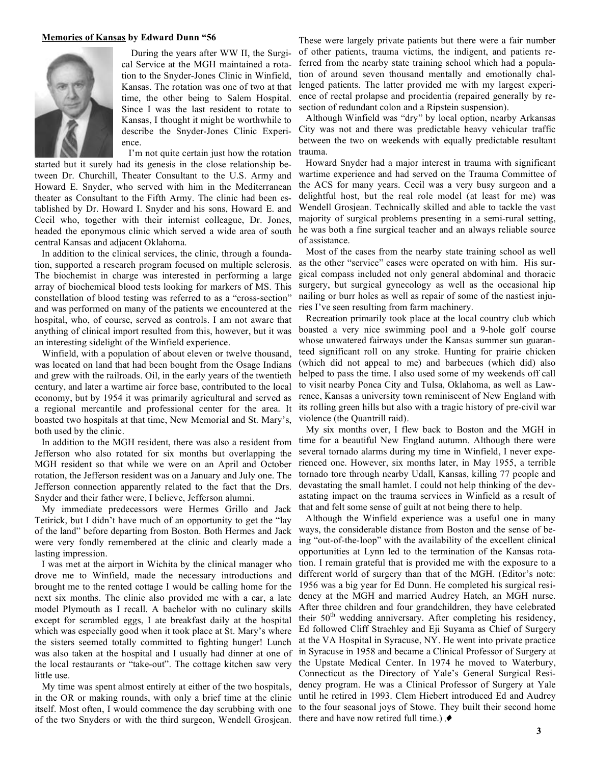**Memories of Kansas by Edward Dunn "56**

During the years after WW II, the Surgical Service at the MGH maintained a rotation to the Snyder-Jones Clinic in Winfield, Kansas. The rotation was one of two at that time, the other being to Salem Hospital. Since I was the last resident to rotate to Kansas, I thought it might be worthwhile to describe the Snyder-Jones Clinic Experience.

I'm not quite certain just how the rotation started but it surely had its genesis in the close relationship between Dr. Churchill, Theater Consultant to the U.S. Army and Howard E. Snyder, who served with him in the Mediterranean theater as Consultant to the Fifth Army. The clinic had been established by Dr. Howard I. Snyder and his sons, Howard E. and Cecil who, together with their internist colleague, Dr. Jones, headed the eponymous clinic which served a wide area of south central Kansas and adjacent Oklahoma.

In addition to the clinical services, the clinic, through a foundation, supported a research program focused on multiple sclerosis. The biochemist in charge was interested in performing a large array of biochemical blood tests looking for markers of MS. This constellation of blood testing was referred to as a "cross-section" and was performed on many of the patients we encountered at the hospital, who, of course, served as controls. I am not aware that anything of clinical import resulted from this, however, but it was an interesting sidelight of the Winfield experience.

Winfield, with a population of about eleven or twelve thousand, was located on land that had been bought from the Osage Indians and grew with the railroads. Oil, in the early years of the twentieth century, and later a wartime air force base, contributed to the local economy, but by 1954 it was primarily agricultural and served as a regional mercantile and professional center for the area. It boasted two hospitals at that time, New Memorial and St. Mary's, both used by the clinic.

In addition to the MGH resident, there was also a resident from Jefferson who also rotated for six months but overlapping the MGH resident so that while we were on an April and October rotation, the Jefferson resident was on a January and July one. The Jefferson connection apparently related to the fact that the Drs. Snyder and their father were, I believe, Jefferson alumni.

My immediate predecessors were Hermes Grillo and Jack Tetirick, but I didn't have much of an opportunity to get the "lay of the land" before departing from Boston. Both Hermes and Jack were very fondly remembered at the clinic and clearly made a lasting impression.

I was met at the airport in Wichita by the clinical manager who drove me to Winfield, made the necessary introductions and brought me to the rented cottage I would be calling home for the next six months. The clinic also provided me with a car, a late model Plymouth as I recall. A bachelor with no culinary skills except for scrambled eggs, I ate breakfast daily at the hospital which was especially good when it took place at St. Mary's where the sisters seemed totally committed to fighting hunger! Lunch was also taken at the hospital and I usually had dinner at one of the local restaurants or "take-out". The cottage kitchen saw very little use.

My time was spent almost entirely at either of the two hospitals, in the OR or making rounds, with only a brief time at the clinic itself. Most often, I would commence the day scrubbing with one of the two Snyders or with the third surgeon, Wendell Grosjean. These were largely private patients but there were a fair number of other patients, trauma victims, the indigent, and patients referred from the nearby state training school which had a population of around seven thousand mentally and emotionally challenged patients. The latter provided me with my largest experience of rectal prolapse and procidentia (repaired generally by resection of redundant colon and a Ripstein suspension).

Although Winfield was "dry" by local option, nearby Arkansas City was not and there was predictable heavy vehicular traffic between the two on weekends with equally predictable resultant trauma.

Howard Snyder had a major interest in trauma with significant wartime experience and had served on the Trauma Committee of the ACS for many years. Cecil was a very busy surgeon and a delightful host, but the real role model (at least for me) was Wendell Grosjean. Technically skilled and able to tackle the vast majority of surgical problems presenting in a semi-rural setting, he was both a fine surgical teacher and an always reliable source of assistance.

Most of the cases from the nearby state training school as well as the other "service" cases were operated on with him. His surgical compass included not only general abdominal and thoracic surgery, but surgical gynecology as well as the occasional hip nailing or burr holes as well as repair of some of the nastiest injuries I've seen resulting from farm machinery.

Recreation primarily took place at the local country club which boasted a very nice swimming pool and a 9-hole golf course whose unwatered fairways under the Kansas summer sun guaranteed significant roll on any stroke. Hunting for prairie chicken (which did not appeal to me) and barbecues (which did) also helped to pass the time. I also used some of my weekends off call to visit nearby Ponca City and Tulsa, Oklahoma, as well as Lawrence, Kansas a university town reminiscent of New England with its rolling green hills but also with a tragic history of pre-civil war violence (the Quantrill raid).

My six months over, I flew back to Boston and the MGH in time for a beautiful New England autumn. Although there were several tornado alarms during my time in Winfield, I never experienced one. However, six months later, in May 1955, a terrible tornado tore through nearby Udall, Kansas, killing 77 people and devastating the small hamlet. I could not help thinking of the devastating impact on the trauma services in Winfield as a result of that and felt some sense of guilt at not being there to help.

Although the Winfield experience was a useful one in many ways, the considerable distance from Boston and the sense of being "out-of-the-loop" with the availability of the excellent clinical opportunities at Lynn led to the termination of the Kansas rotation. I remain grateful that is provided me with the exposure to a different world of surgery than that of the MGH. (Editor's note: 1956 was a big year for Ed Dunn. He completed his surgical residency at the MGH and married Audrey Hatch, an MGH nurse. After three children and four grandchildren, they have celebrated their 50th wedding anniversary. After completing his residency, Ed followed Cliff Straehley and Eji Suyama as Chief of Surgery at the VA Hospital in Syracuse, NY. He went into private practice in Syracuse in 1958 and became a Clinical Professor of Surgery at the Upstate Medical Center. In 1974 he moved to Waterbury, Connecticut as the Directory of Yale's General Surgical Residency program. He was a Clinical Professor of Surgery at Yale until he retired in 1993. Clem Hiebert introduced Ed and Audrey to the four seasonal joys of Stowe. They built their second home there and have now retired full time.) .♦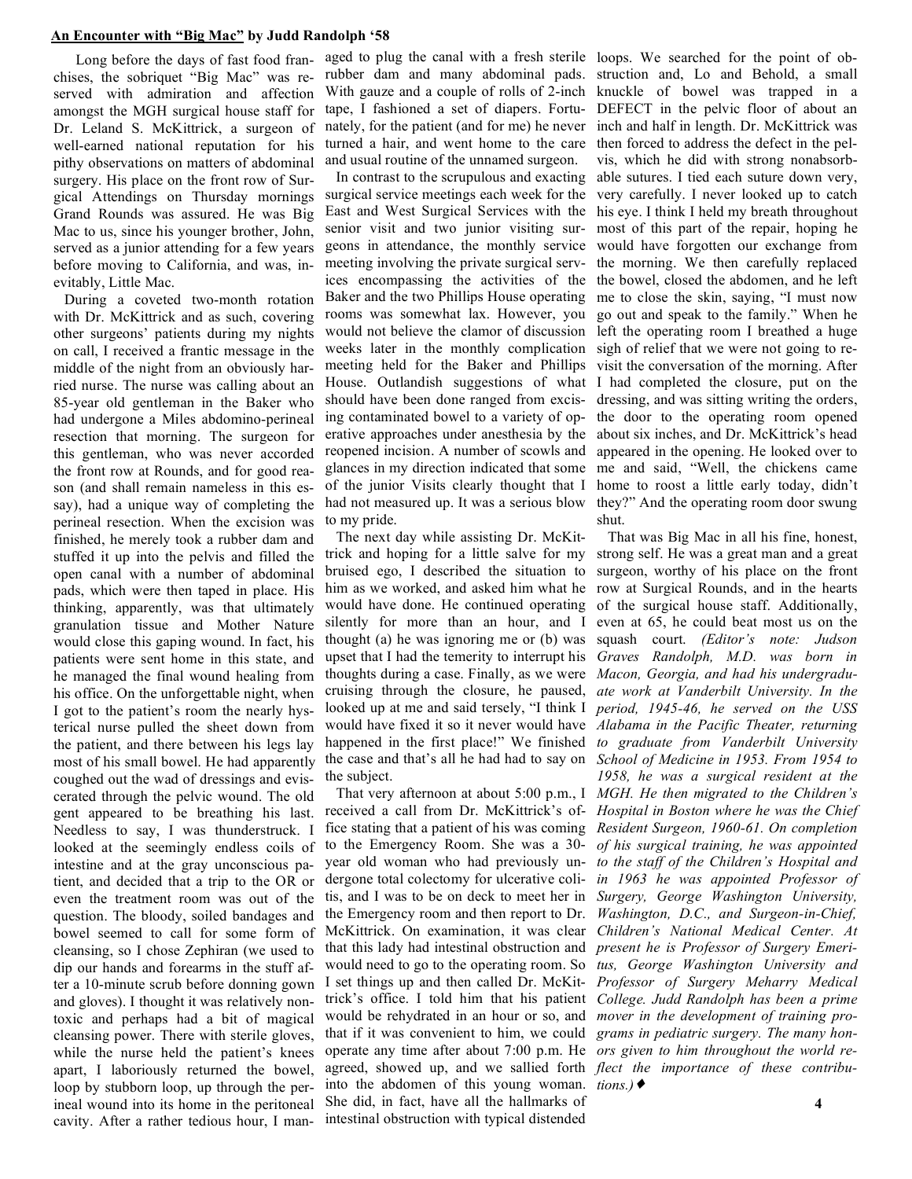**An Encounter with "Big Mac" by Judd Randolph '58**

Long before the days of fast food franchises, the sobriquet "Big Mac" was reserved with admiration and affection amongst the MGH surgical house staff for Dr. Leland S. McKittrick, a surgeon of well-earned national reputation for his pithy observations on matters of abdominal surgery. His place on the front row of Surgical Attendings on Thursday mornings Grand Rounds was assured. He was Big Mac to us, since his younger brother, John, served as a junior attending for a few years before moving to California, and was, inevitably, Little Mac.

During a coveted two-month rotation with Dr. McKittrick and as such, covering other surgeons' patients during my nights on call, I received a frantic message in the middle of the night from an obviously harried nurse. The nurse was calling about an 85-year old gentleman in the Baker who had undergone a Miles abdomino-perineal resection that morning. The surgeon for this gentleman, who was never accorded the front row at Rounds, and for good reason (and shall remain nameless in this essay), had a unique way of completing the perineal resection. When the excision was finished, he merely took a rubber dam and stuffed it up into the pelvis and filled the open canal with a number of abdominal pads, which were then taped in place. His thinking, apparently, was that ultimately granulation tissue and Mother Nature would close this gaping wound. In fact, his patients were sent home in this state, and he managed the final wound healing from his office. On the unforgettable night, when I got to the patient's room the nearly hysterical nurse pulled the sheet down from the patient, and there between his legs lay most of his small bowel. He had apparently coughed out the wad of dressings and eviscerated through the pelvic wound. The old gent appeared to be breathing his last. Needless to say, I was thunderstruck. I looked at the seemingly endless coils of intestine and at the gray unconscious patient, and decided that a trip to the OR or even the treatment room was out of the question. The bloody, soiled bandages and bowel seemed to call for some form of cleansing, so I chose Zephiran (we used to dip our hands and forearms in the stuff after a 10-minute scrub before donning gown and gloves). I thought it was relatively nontoxic and perhaps had a bit of magical cleansing power. There with sterile gloves, while the nurse held the patient's knees apart, I laboriously returned the bowel, loop by stubborn loop, up through the perineal wound into its home in the peritoneal cavity. After a rather tedious hour, I managed to plug the canal with a fresh sterile rubber dam and many abdominal pads. With gauze and a couple of rolls of 2-inch tape, I fashioned a set of diapers. Fortunately, for the patient (and for me) he never turned a hair, and went home to the care and usual routine of the unnamed surgeon.

In contrast to the scrupulous and exacting surgical service meetings each week for the East and West Surgical Services with the senior visit and two junior visiting surgeons in attendance, the monthly service meeting involving the private surgical services encompassing the activities of the Baker and the two Phillips House operating rooms was somewhat lax. However, you would not believe the clamor of discussion weeks later in the monthly complication meeting held for the Baker and Phillips House. Outlandish suggestions of what should have been done ranged from excising contaminated bowel to a variety of operative approaches under anesthesia by the reopened incision. A number of scowls and glances in my direction indicated that some of the junior Visits clearly thought that I had not measured up. It was a serious blow to my pride.

The next day while assisting Dr. McKittrick and hoping for a little salve for my bruised ego, I described the situation to him as we worked, and asked him what he would have done. He continued operating silently for more than an hour, and I thought (a) he was ignoring me or (b) was upset that I had the temerity to interrupt his thoughts during a case. Finally, as we were cruising through the closure, he paused, looked up at me and said tersely, "I think I would have fixed it so it never would have happened in the first place!" We finished the case and that's all he had had to say on the subject.

That very afternoon at about 5:00 p.m., I received a call from Dr. McKittrick's office stating that a patient of his was coming to the Emergency Room. She was a 30-year old woman who had previously undergone total colectomy for ulcerative colitis, and I was to be on deck to meet her in the Emergency room and then report to Dr. McKittrick. On examination, it was clear that this lady had intestinal obstruction and would need to go to the operating room. So I set things up and then called Dr. McKittrick's office. I told him that his patient would be rehydrated in an hour or so, and that if it was convenient to him, we could operate any time after about 7:00 p.m. He agreed, showed up, and we sallied forth into the abdomen of this young woman. She did, in fact, have all the hallmarks of intestinal obstruction with typical distended loops. We searched for the point of obstruction and, Lo and Behold, a small knuckle of bowel was trapped in a DEFECT in the pelvic floor of about an inch and half in length. Dr. McKittrick was then forced to address the defect in the pelvis, which he did with strong nonabsorbable sutures. I tied each suture down very, very carefully. I never looked up to catch his eye. I think I held my breath throughout most of this part of the repair, hoping he would have forgotten our exchange from the morning. We then carefully replaced the bowel, closed the abdomen, and he left me to close the skin, saying, "I must now go out and speak to the family." When he left the operating room I breathed a huge sigh of relief that we were not going to revisit the conversation of the morning. After I had completed the closure, put on the dressing, and was sitting writing the orders, the door to the operating room opened about six inches, and Dr. McKittrick's head appeared in the opening. He looked over to me and said, "Well, the chickens came home to roost a little early today, didn't they?" And the operating room door swung shut.

That was Big Mac in all his fine, honest, strong self. He was a great man and a great surgeon, worthy of his place on the front row at Surgical Rounds, and in the hearts of the surgical house staff. Additionally, even at 65, he could beat most us on the squash court. *(Editor's note: Judson Graves Randolph, M.D. was born in Macon, Georgia, and had his undergraduate work at Vanderbilt University. In the period, 1945-46, he served on the USS Alabama in the Pacific Theater, returning to graduate from Vanderbilt University School of Medicine in 1953. From 1954 to 1958, he was a surgical resident at the MGH. He then migrated to the Children's Hospital in Boston where he was the Chief Resident Surgeon, 1960-61. On completion of his surgical training, he was appointed to the staff of the Children's Hospital and in 1963 he was appointed Professor of Surgery, George Washington University, Washington, D.C., and Surgeon-in-Chief, Children's National Medical Center. At present he is Professor of Surgery Emeritus, George Washington University and Professor of Surgery Meharry Medical College. Judd Randolph has been a prime mover in the development of training programs in pediatric surgery. The many honors given to him throughout the world reflect the importance of these contributions.)* ♦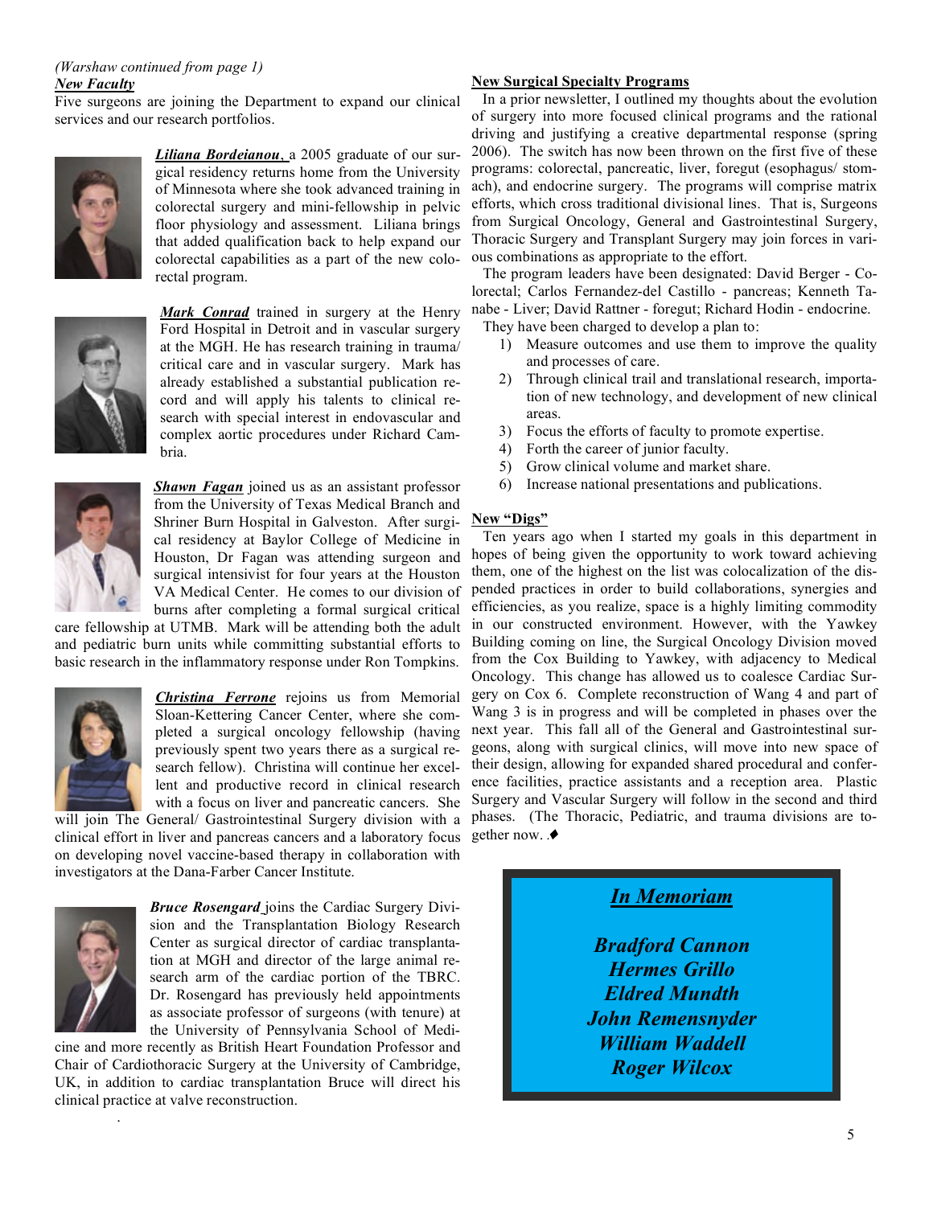*(Warshaw continued from page 1)*

***New Faculty***

Five surgeons are joining the Department to expand our clinical services and our research portfolios.

***Liliana Bordeianou***, a 2005 graduate of our surgical residency returns home from the University of Minnesota where she took advanced training in colorectal surgery and mini-fellowship in pelvic floor physiology and assessment. Liliana brings that added qualification back to help expand our colorectal capabilities as a part of the new colorectal program.

***Mark Conrad*** trained in surgery at the Henry Ford Hospital in Detroit and in vascular surgery at the MGH. He has research training in trauma/ critical care and in vascular surgery. Mark has already established a substantial publication record and will apply his talents to clinical research with special interest in endovascular and complex aortic procedures under Richard Cambria.

***Shawn Fagan*** joined us as an assistant professor from the University of Texas Medical Branch and Shriner Burn Hospital in Galveston. After surgical residency at Baylor College of Medicine in Houston, Dr Fagan was attending surgeon and surgical intensivist for four years at the Houston VA Medical Center. He comes to our division of burns after completing a formal surgical critical care fellowship at UTMB. Mark will be attending both the adult and pediatric burn units while committing substantial efforts to basic research in the inflammatory response under Ron Tompkins.

***Christina Ferrone*** rejoins us from Memorial Sloan-Kettering Cancer Center, where she completed a surgical oncology fellowship (having previously spent two years there as a surgical research fellow). Christina will continue her excellent and productive record in clinical research with a focus on liver and pancreatic cancers. She will join The General/ Gastrointestinal Surgery division with a clinical effort in liver and pancreas cancers and a laboratory focus on developing novel vaccine-based therapy in collaboration with investigators at the Dana-Farber Cancer Institute.

***Bruce Rosengard*** joins the Cardiac Surgery Division and the Transplantation Biology Research Center as surgical director of cardiac transplantation at MGH and director of the large animal research arm of the cardiac portion of the TBRC. Dr. Rosengard has previously held appointments as associate professor of surgeons (with tenure) at the University of Pennsylvania School of Medicine and more recently as British Heart Foundation Professor and Chair of Cardiothoracic Surgery at the University of Cambridge, UK, in addition to cardiac transplantation Bruce will direct his clinical practice at valve reconstruction.

**New Surgical Specialty Programs**

In a prior newsletter, I outlined my thoughts about the evolution of surgery into more focused clinical programs and the rational driving and justifying a creative departmental response (spring 2006). The switch has now been thrown on the first five of these programs: colorectal, pancreatic, liver, foregut (esophagus/ stomach), and endocrine surgery. The programs will comprise matrix efforts, which cross traditional divisional lines. That is, Surgeons from Surgical Oncology, General and Gastrointestinal Surgery, Thoracic Surgery and Transplant Surgery may join forces in various combinations as appropriate to the effort.

The program leaders have been designated: David Berger - Colorectal; Carlos Fernandez-del Castillo - pancreas; Kenneth Tanabe - Liver; David Rattner - foregut; Richard Hodin - endocrine.

They have been charged to develop a plan to:

1) Measure outcomes and use them to improve the quality and processes of care.
2) Through clinical trail and translational research, importation of new technology, and development of new clinical areas.
3) Focus the efforts of faculty to promote expertise.
4) Forth the career of junior faculty.
5) Grow clinical volume and market share.
6) Increase national presentations and publications.

**New "Digs"**

Ten years ago when I started my goals in this department in hopes of being given the opportunity to work toward achieving them, one of the highest on the list was colocalization of the dispended practices in order to build collaborations, synergies and efficiencies, as you realize, space is a highly limiting commodity in our constructed environment. However, with the Yawkey Building coming on line, the Surgical Oncology Division moved from the Cox Building to Yawkey, with adjacency to Medical Oncology. This change has allowed us to coalesce Cardiac Surgery on Cox 6. Complete reconstruction of Wang 4 and part of Wang 3 is in progress and will be completed in phases over the next year. This fall all of the General and Gastrointestinal surgeons, along with surgical clinics, will move into new space of their design, allowing for expanded shared procedural and conference facilities, practice assistants and a reception area. Plastic Surgery and Vascular Surgery will follow in the second and third phases. (The Thoracic, Pediatric, and trauma divisions are together now. ♦

***In Memoriam***

***Bradford Cannon***
***Hermes Grillo***
***Eldred Mundth***
***John Remensnyder***
***William Waddell***
***Roger Wilcox***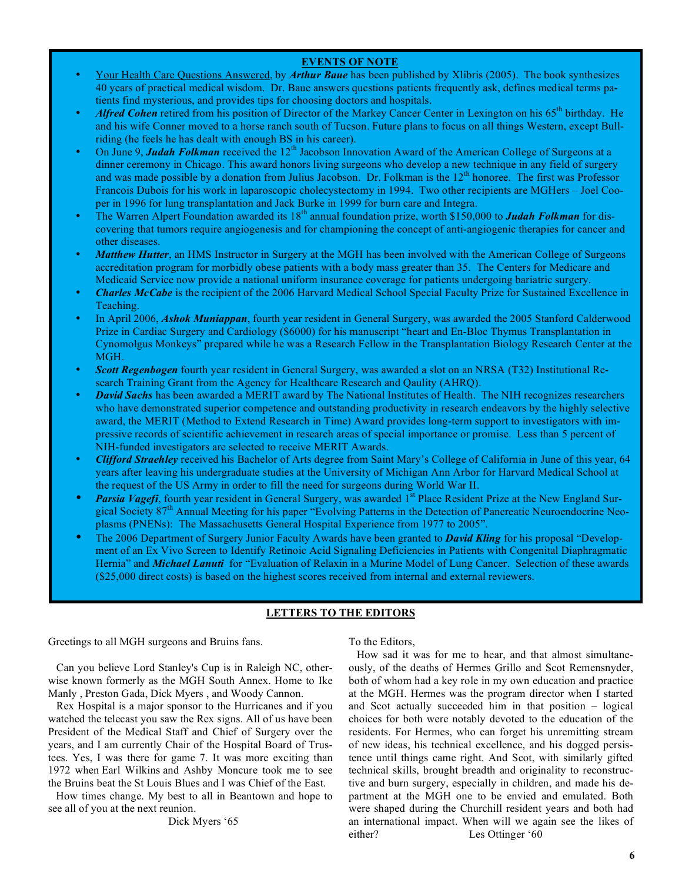## EVENTS OF NOTE

- Your Health Care Questions Answered, by ***Arthur Baue*** has been published by Xlibris (2005). The book synthesizes 40 years of practical medical wisdom. Dr. Baue answers questions patients frequently ask, defines medical terms patients find mysterious, and provides tips for choosing doctors and hospitals.
- ***Alfred Cohen*** retired from his position of Director of the Markey Cancer Center in Lexington on his 65th birthday. He and his wife Conner moved to a horse ranch south of Tucson. Future plans to focus on all things Western, except Bull-riding (he feels he has dealt with enough BS in his career).
- On June 9, ***Judah Folkman*** received the 12th Jacobson Innovation Award of the American College of Surgeons at a dinner ceremony in Chicago. This award honors living surgeons who develop a new technique in any field of surgery and was made possible by a donation from Julius Jacobson. Dr. Folkman is the 12th honoree. The first was Professor Francois Dubois for his work in laparoscopic cholecystectomy in 1994. Two other recipients are MGHers – Joel Cooper in 1996 for lung transplantation and Jack Burke in 1999 for burn care and Integra.
- The Warren Alpert Foundation awarded its 18th annual foundation prize, worth $150,000 to ***Judah Folkman*** for discovering that tumors require angiogenesis and for championing the concept of anti-angiogenic therapies for cancer and other diseases.
- ***Matthew Hutter***, an HMS Instructor in Surgery at the MGH has been involved with the American College of Surgeons accreditation program for morbidly obese patients with a body mass greater than 35. The Centers for Medicare and Medicaid Service now provide a national uniform insurance coverage for patients undergoing bariatric surgery.
- ***Charles McCabe*** is the recipient of the 2006 Harvard Medical School Special Faculty Prize for Sustained Excellence in Teaching.
- In April 2006, ***Ashok Muniappan***, fourth year resident in General Surgery, was awarded the 2005 Stanford Calderwood Prize in Cardiac Surgery and Cardiology ($6000) for his manuscript "heart and En-Bloc Thymus Transplantation in Cynomolgus Monkeys" prepared while he was a Research Fellow in the Transplantation Biology Research Center at the MGH.
- ***Scott Regenbogen*** fourth year resident in General Surgery, was awarded a slot on an NRSA (T32) Institutional Research Training Grant from the Agency for Healthcare Research and Qaulity (AHRQ).
- ***David Sachs*** has been awarded a MERIT award by The National Institutes of Health. The NIH recognizes researchers who have demonstrated superior competence and outstanding productivity in research endeavors by the highly selective award, the MERIT (Method to Extend Research in Time) Award provides long-term support to investigators with impressive records of scientific achievement in research areas of special importance or promise. Less than 5 percent of NIH-funded investigators are selected to receive MERIT Awards.
- ***Clifford Straehley*** received his Bachelor of Arts degree from Saint Mary's College of California in June of this year, 64 years after leaving his undergraduate studies at the University of Michigan Ann Arbor for Harvard Medical School at the request of the US Army in order to fill the need for surgeons during World War II.
- ***Parsia Vagefi***, fourth year resident in General Surgery, was awarded 1st Place Resident Prize at the New England Surgical Society 87th Annual Meeting for his paper "Evolving Patterns in the Detection of Pancreatic Neuroendocrine Neoplasms (PNENs): The Massachusetts General Hospital Experience from 1977 to 2005".
- The 2006 Department of Surgery Junior Faculty Awards have been granted to ***David Kling*** for his proposal "Development of an Ex Vivo Screen to Identify Retinoic Acid Signaling Deficiencies in Patients with Congenital Diaphragmatic Hernia" and ***Michael Lanuti*** for "Evaluation of Relaxin in a Murine Model of Lung Cancer. Selection of these awards ($25,000 direct costs) is based on the highest scores received from internal and external reviewers.

## LETTERS TO THE EDITORS

Greetings to all MGH surgeons and Bruins fans.

Can you believe Lord Stanley's Cup is in Raleigh NC, otherwise known formerly as the MGH South Annex. Home to Ike Manly , Preston Gada, Dick Myers , and Woody Cannon.

Rex Hospital is a major sponsor to the Hurricanes and if you watched the telecast you saw the Rex signs. All of us have been President of the Medical Staff and Chief of Surgery over the years, and I am currently Chair of the Hospital Board of Trustees. Yes, I was there for game 7. It was more exciting than 1972 when Earl Wilkins and Ashby Moncure took me to see the Bruins beat the St Louis Blues and I was Chief of the East.

How times change. My best to all in Beantown and hope to see all of you at the next reunion.

Dick Myers '65

To the Editors,

How sad it was for me to hear, and that almost simultaneously, of the deaths of Hermes Grillo and Scot Remensnyder, both of whom had a key role in my own education and practice at the MGH. Hermes was the program director when I started and Scot actually succeeded him in that position – logical choices for both were notably devoted to the education of the residents. For Hermes, who can forget his unremitting stream of new ideas, his technical excellence, and his dogged persistence until things came right. And Scot, with similarly gifted technical skills, brought breadth and originality to reconstructive and burn surgery, especially in children, and made his department at the MGH one to be envied and emulated. Both were shaped during the Churchill resident years and both had an international impact. When will we again see the likes of either?

Les Ottinger '60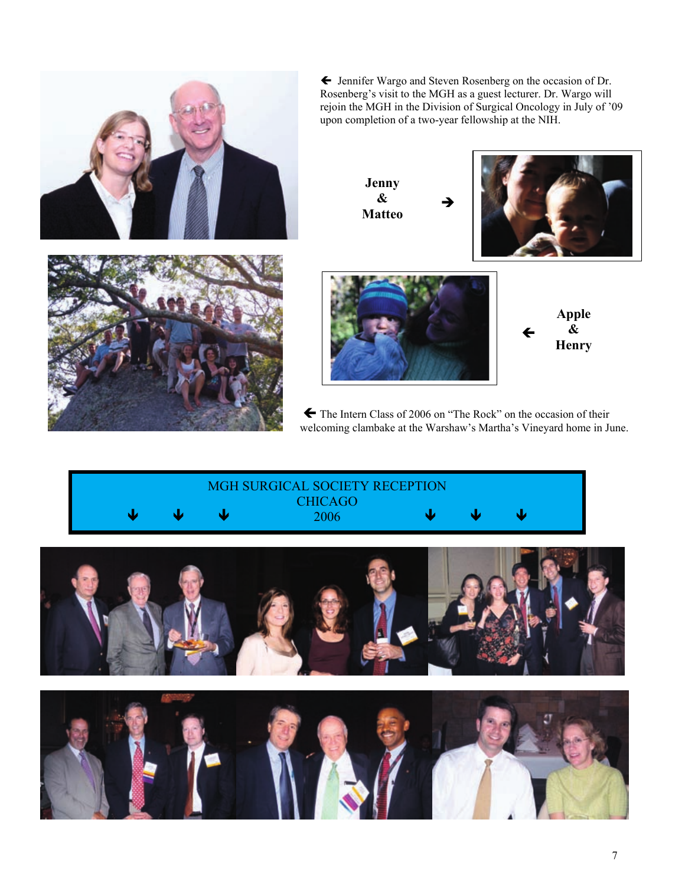🡐 Jennifer Wargo and Steven Rosenberg on the occasion of Dr. Rosenberg's visit to the MGH as a guest lecturer. Dr. Wargo will rejoin the MGH in the Division of Surgical Oncology in July of '09 upon completion of a two-year fellowship at the NIH.

**Jenny & Matteo** 🡒

🡐 **Apple & Henry**

🡐 The Intern Class of 2006 on "The Rock" on the occasion of their welcoming clambake at the Warshaw's Martha's Vineyard home in June.

MGH SURGICAL SOCIETY RECEPTION
CHICAGO
2006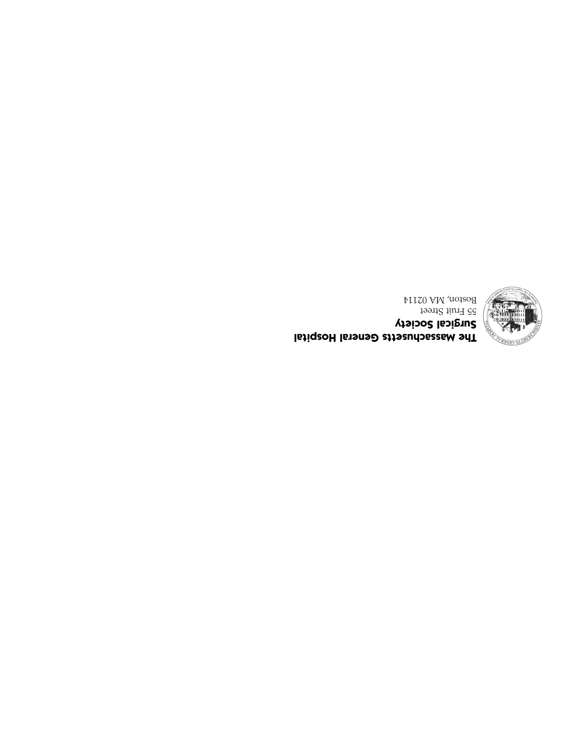**The Massachusetts General Hospital**
**Surgical Society**
55 Fruit Street
Boston, MA 02114